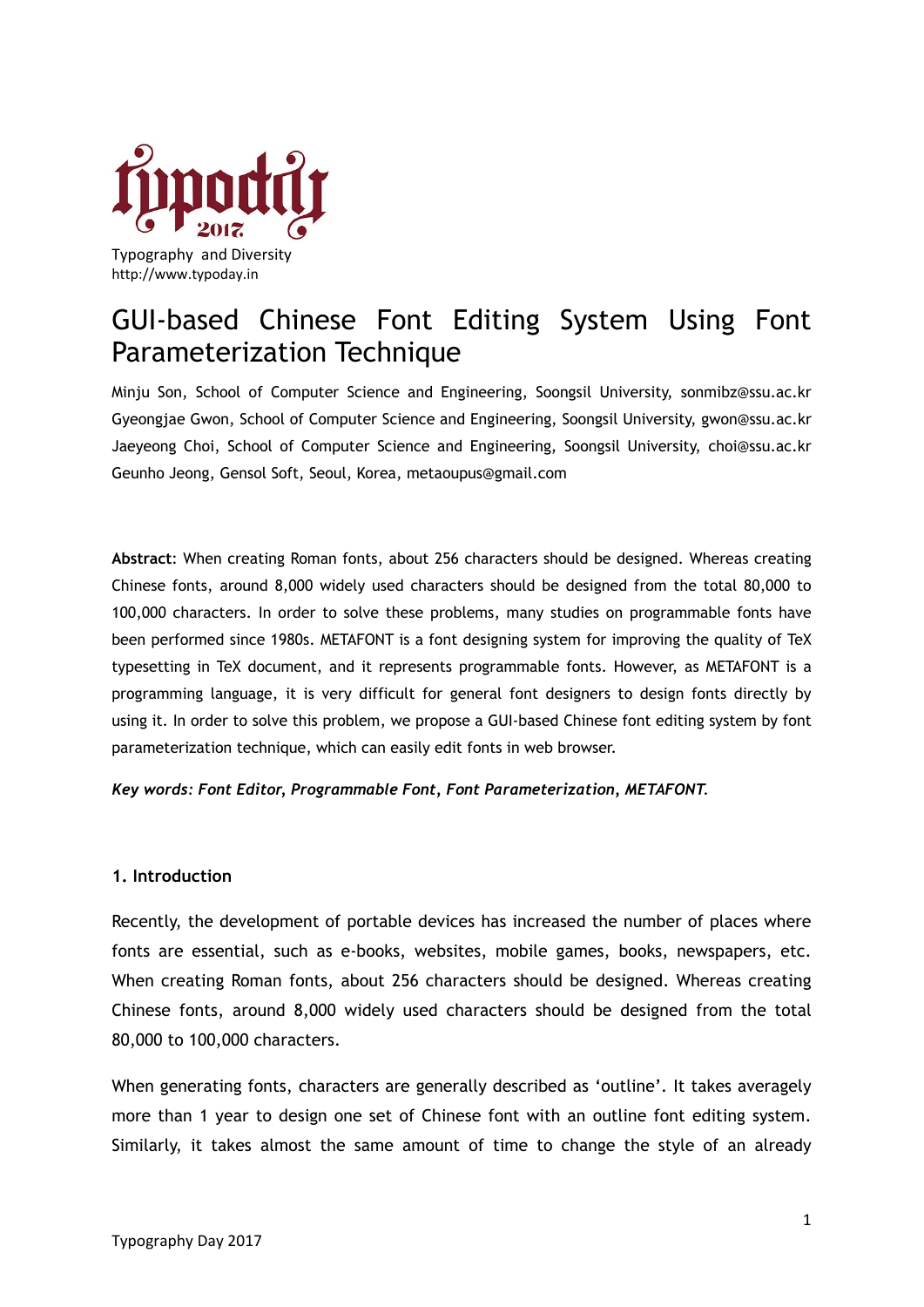Typography and Diversity
http://www.typoday.in

# GUI-based Chinese Font Editing System Using Font Parameterization Technique

Minju Son, School of Computer Science and Engineering, Soongsil University, sonmibz@ssu.ac.kr
Gyeongjae Gwon, School of Computer Science and Engineering, Soongsil University, gwon@ssu.ac.kr
Jaeyeong Choi, School of Computer Science and Engineering, Soongsil University, choi@ssu.ac.kr
Geunho Jeong, Gensol Soft, Seoul, Korea, metaoupus@gmail.com

**Abstract**: When creating Roman fonts, about 256 characters should be designed. Whereas creating Chinese fonts, around 8,000 widely used characters should be designed from the total 80,000 to 100,000 characters. In order to solve these problems, many studies on programmable fonts have been performed since 1980s. METAFONT is a font designing system for improving the quality of TeX typesetting in TeX document, and it represents programmable fonts. However, as METAFONT is a programming language, it is very difficult for general font designers to design fonts directly by using it. In order to solve this problem, we propose a GUI-based Chinese font editing system by font parameterization technique, which can easily edit fonts in web browser.

***Key words: Font Editor, Programmable Font, Font Parameterization, METAFONT.***

## 1. Introduction

Recently, the development of portable devices has increased the number of places where fonts are essential, such as e-books, websites, mobile games, books, newspapers, etc. When creating Roman fonts, about 256 characters should be designed. Whereas creating Chinese fonts, around 8,000 widely used characters should be designed from the total 80,000 to 100,000 characters.

When generating fonts, characters are generally described as 'outline'. It takes averagely more than 1 year to design one set of Chinese font with an outline font editing system. Similarly, it takes almost the same amount of time to change the style of an already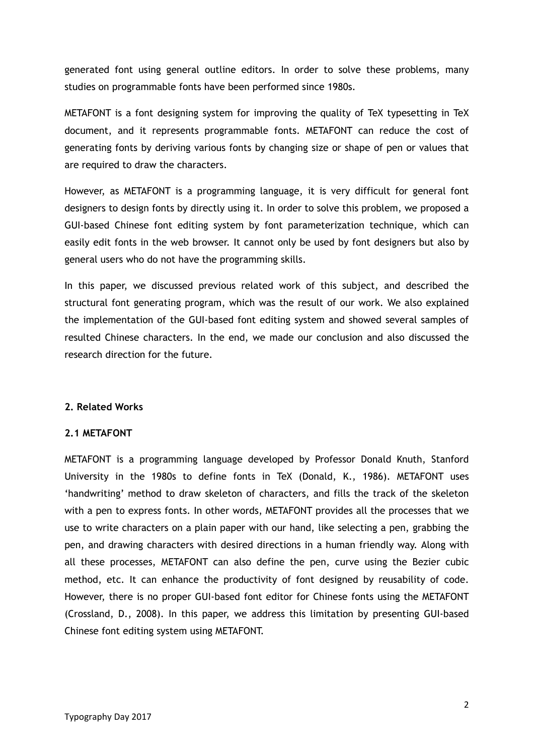generated font using general outline editors. In order to solve these problems, many studies on programmable fonts have been performed since 1980s.

METAFONT is a font designing system for improving the quality of TeX typesetting in TeX document, and it represents programmable fonts. METAFONT can reduce the cost of generating fonts by deriving various fonts by changing size or shape of pen or values that are required to draw the characters.

However, as METAFONT is a programming language, it is very difficult for general font designers to design fonts by directly using it. In order to solve this problem, we proposed a GUI-based Chinese font editing system by font parameterization technique, which can easily edit fonts in the web browser. It cannot only be used by font designers but also by general users who do not have the programming skills.

In this paper, we discussed previous related work of this subject, and described the structural font generating program, which was the result of our work. We also explained the implementation of the GUI-based font editing system and showed several samples of resulted Chinese characters. In the end, we made our conclusion and also discussed the research direction for the future.

## 2. Related Works

### 2.1 METAFONT

METAFONT is a programming language developed by Professor Donald Knuth, Stanford University in the 1980s to define fonts in TeX (Donald, K., 1986). METAFONT uses 'handwriting' method to draw skeleton of characters, and fills the track of the skeleton with a pen to express fonts. In other words, METAFONT provides all the processes that we use to write characters on a plain paper with our hand, like selecting a pen, grabbing the pen, and drawing characters with desired directions in a human friendly way. Along with all these processes, METAFONT can also define the pen, curve using the Bezier cubic method, etc. It can enhance the productivity of font designed by reusability of code. However, there is no proper GUI-based font editor for Chinese fonts using the METAFONT (Crossland, D., 2008). In this paper, we address this limitation by presenting GUI-based Chinese font editing system using METAFONT.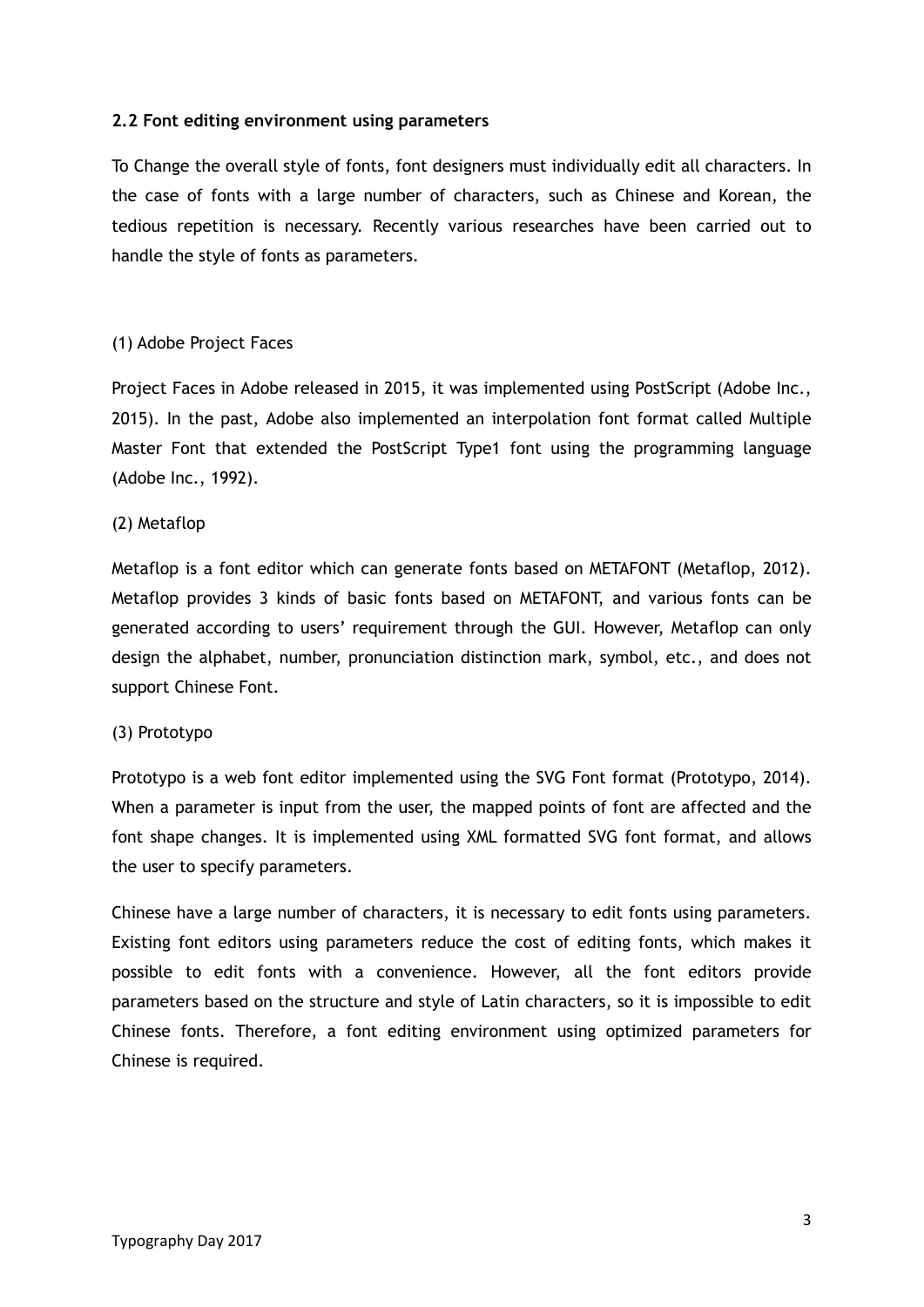**2.2 Font editing environment using parameters**

To Change the overall style of fonts, font designers must individually edit all characters. In the case of fonts with a large number of characters, such as Chinese and Korean, the tedious repetition is necessary. Recently various researches have been carried out to handle the style of fonts as parameters.

(1) Adobe Project Faces

Project Faces in Adobe released in 2015, it was implemented using PostScript (Adobe Inc., 2015). In the past, Adobe also implemented an interpolation font format called Multiple Master Font that extended the PostScript Type1 font using the programming language (Adobe Inc., 1992).

(2) Metaflop

Metaflop is a font editor which can generate fonts based on METAFONT (Metaflop, 2012). Metaflop provides 3 kinds of basic fonts based on METAFONT, and various fonts can be generated according to users' requirement through the GUI. However, Metaflop can only design the alphabet, number, pronunciation distinction mark, symbol, etc., and does not support Chinese Font.

(3) Prototypo

Prototypo is a web font editor implemented using the SVG Font format (Prototypo, 2014). When a parameter is input from the user, the mapped points of font are affected and the font shape changes. It is implemented using XML formatted SVG font format, and allows the user to specify parameters.

Chinese have a large number of characters, it is necessary to edit fonts using parameters. Existing font editors using parameters reduce the cost of editing fonts, which makes it possible to edit fonts with a convenience. However, all the font editors provide parameters based on the structure and style of Latin characters, so it is impossible to edit Chinese fonts. Therefore, a font editing environment using optimized parameters for Chinese is required.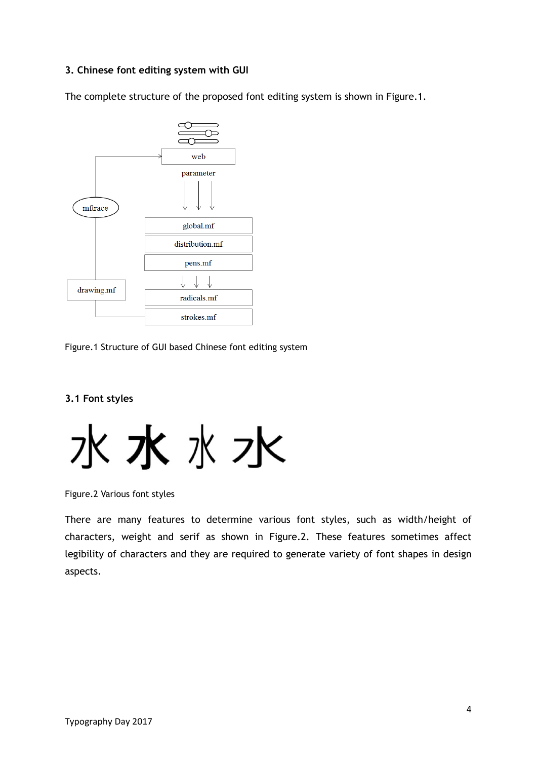### 3. Chinese font editing system with GUI

The complete structure of the proposed font editing system is shown in Figure.1.

Figure.1 Structure of GUI based Chinese font editing system

#### 3.1 Font styles

Figure.2 Various font styles

There are many features to determine various font styles, such as width/height of characters, weight and serif as shown in Figure.2. These features sometimes affect legibility of characters and they are required to generate variety of font shapes in design aspects.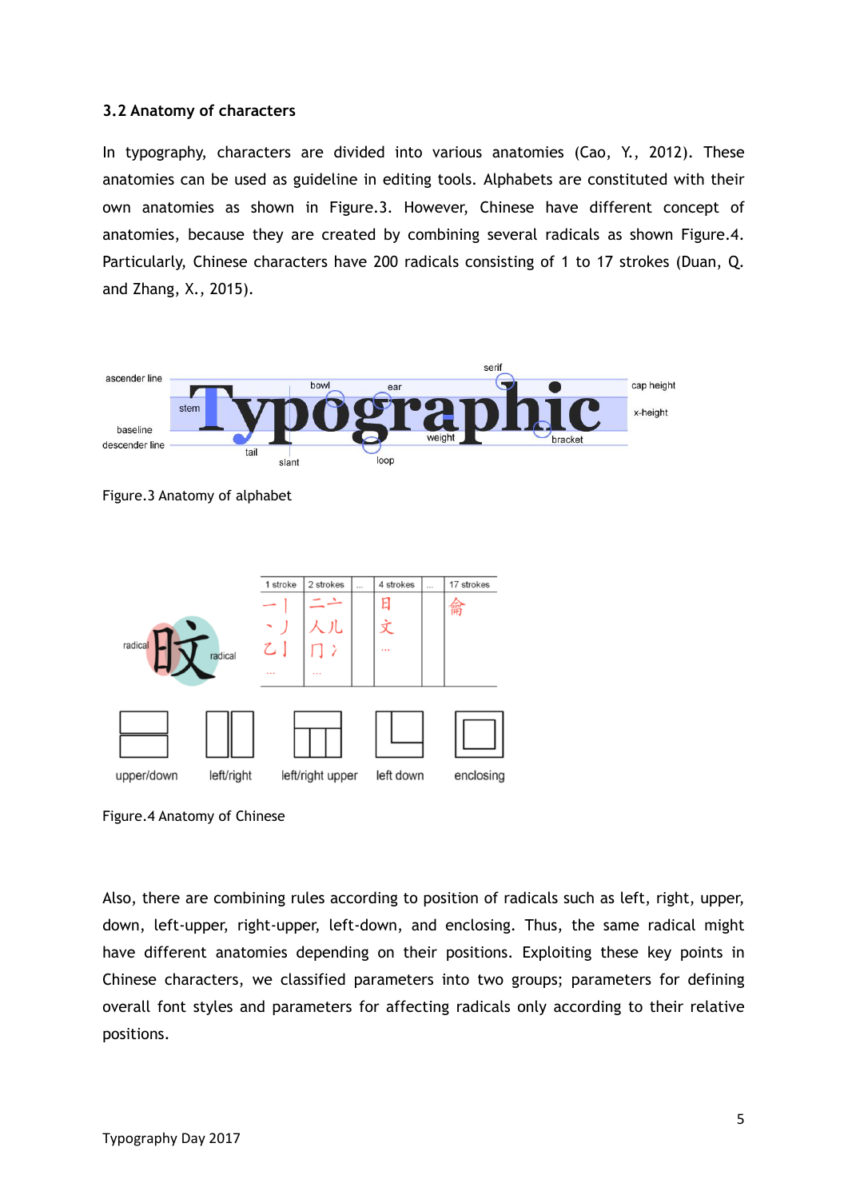### 3.2 Anatomy of characters

In typography, characters are divided into various anatomies (Cao, Y., 2012). These anatomies can be used as guideline in editing tools. Alphabets are constituted with their own anatomies as shown in Figure.3. However, Chinese have different concept of anatomies, because they are created by combining several radicals as shown Figure.4. Particularly, Chinese characters have 200 radicals consisting of 1 to 17 strokes (Duan, Q. and Zhang, X., 2015).

Figure.3 Anatomy of alphabet

Figure.4 Anatomy of Chinese

Also, there are combining rules according to position of radicals such as left, right, upper, down, left-upper, right-upper, left-down, and enclosing. Thus, the same radical might have different anatomies depending on their positions. Exploiting these key points in Chinese characters, we classified parameters into two groups; parameters for defining overall font styles and parameters for affecting radicals only according to their relative positions.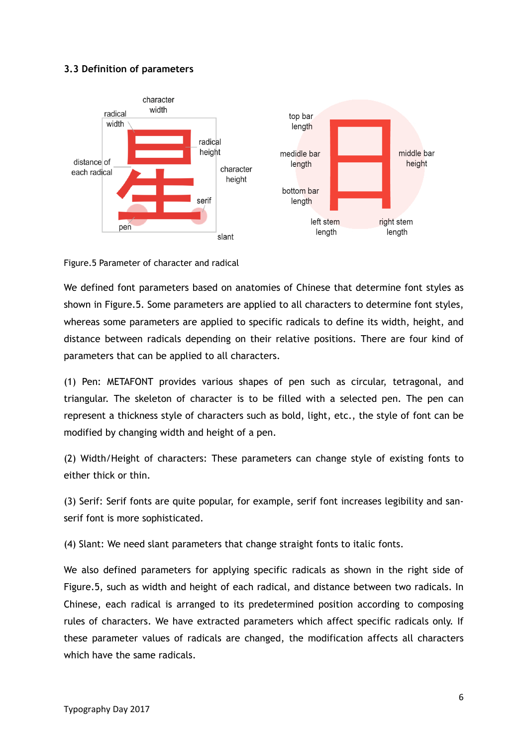### 3.3 Definition of parameters

Figure.5 Parameter of character and radical

We defined font parameters based on anatomies of Chinese that determine font styles as shown in Figure.5. Some parameters are applied to all characters to determine font styles, whereas some parameters are applied to specific radicals to define its width, height, and distance between radicals depending on their relative positions. There are four kind of parameters that can be applied to all characters.

(1) Pen: METAFONT provides various shapes of pen such as circular, tetragonal, and triangular. The skeleton of character is to be filled with a selected pen. The pen can represent a thickness style of characters such as bold, light, etc., the style of font can be modified by changing width and height of a pen.

(2) Width/Height of characters: These parameters can change style of existing fonts to either thick or thin.

(3) Serif: Serif fonts are quite popular, for example, serif font increases legibility and san-serif font is more sophisticated.

(4) Slant: We need slant parameters that change straight fonts to italic fonts.

We also defined parameters for applying specific radicals as shown in the right side of Figure.5, such as width and height of each radical, and distance between two radicals. In Chinese, each radical is arranged to its predetermined position according to composing rules of characters. We have extracted parameters which affect specific radicals only. If these parameter values of radicals are changed, the modification affects all characters which have the same radicals.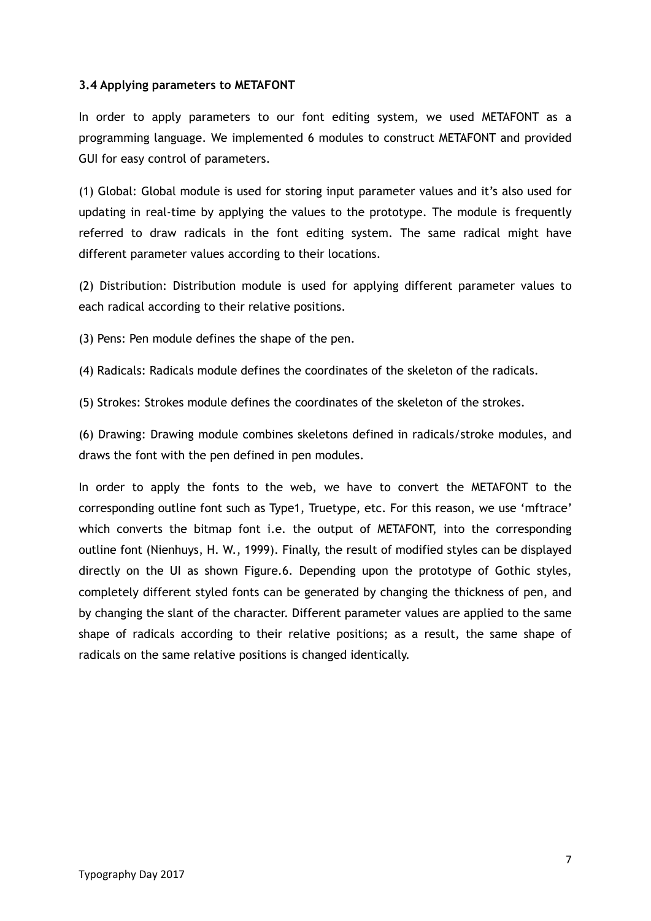### 3.4 Applying parameters to METAFONT

In order to apply parameters to our font editing system, we used METAFONT as a programming language. We implemented 6 modules to construct METAFONT and provided GUI for easy control of parameters.

(1) Global: Global module is used for storing input parameter values and it's also used for updating in real-time by applying the values to the prototype. The module is frequently referred to draw radicals in the font editing system. The same radical might have different parameter values according to their locations.

(2) Distribution: Distribution module is used for applying different parameter values to each radical according to their relative positions.

(3) Pens: Pen module defines the shape of the pen.

(4) Radicals: Radicals module defines the coordinates of the skeleton of the radicals.

(5) Strokes: Strokes module defines the coordinates of the skeleton of the strokes.

(6) Drawing: Drawing module combines skeletons defined in radicals/stroke modules, and draws the font with the pen defined in pen modules.

In order to apply the fonts to the web, we have to convert the METAFONT to the corresponding outline font such as Type1, Truetype, etc. For this reason, we use 'mftrace' which converts the bitmap font i.e. the output of METAFONT, into the corresponding outline font (Nienhuys, H. W., 1999). Finally, the result of modified styles can be displayed directly on the UI as shown Figure.6. Depending upon the prototype of Gothic styles, completely different styled fonts can be generated by changing the thickness of pen, and by changing the slant of the character. Different parameter values are applied to the same shape of radicals according to their relative positions; as a result, the same shape of radicals on the same relative positions is changed identically.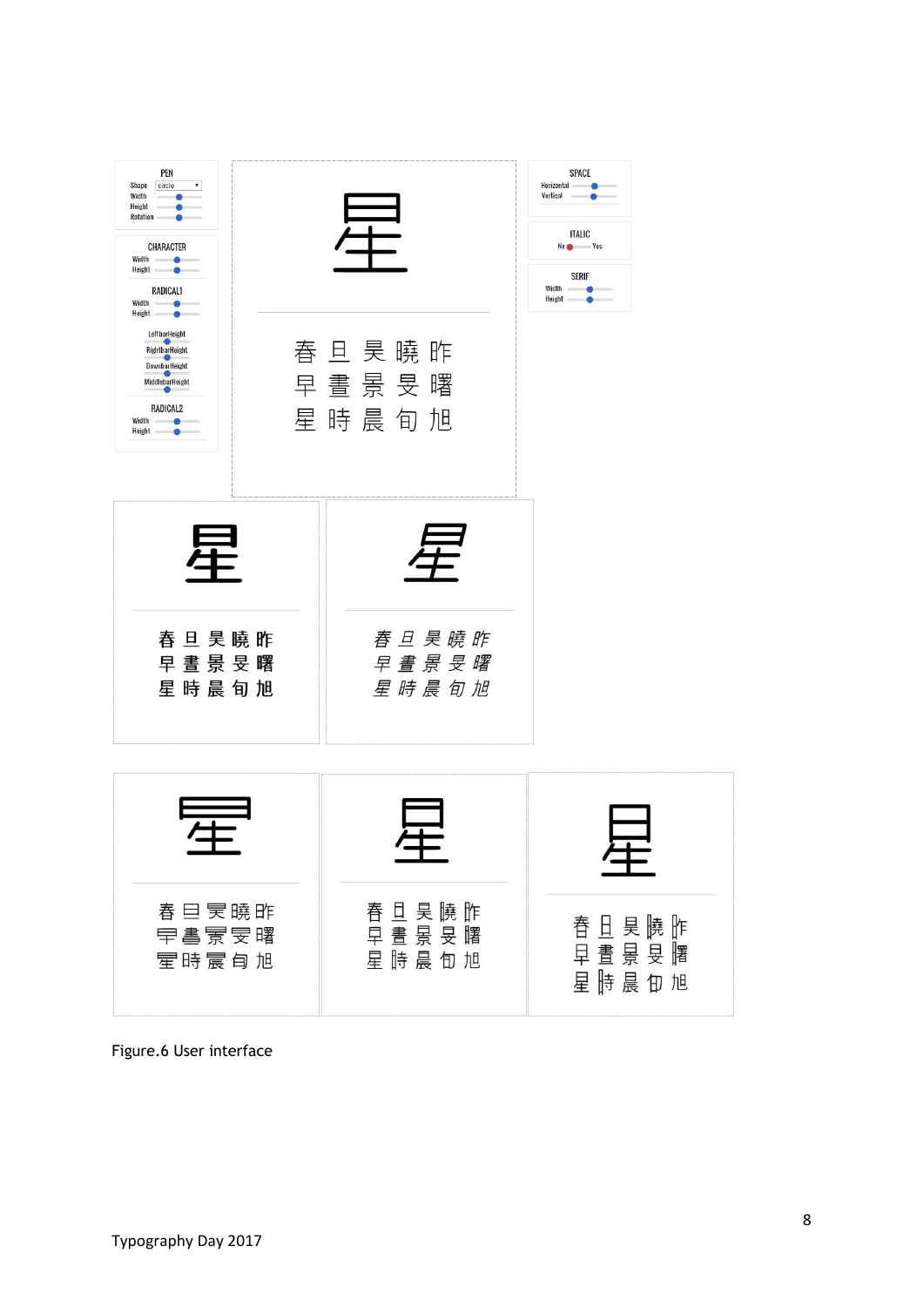Figure.6 User interface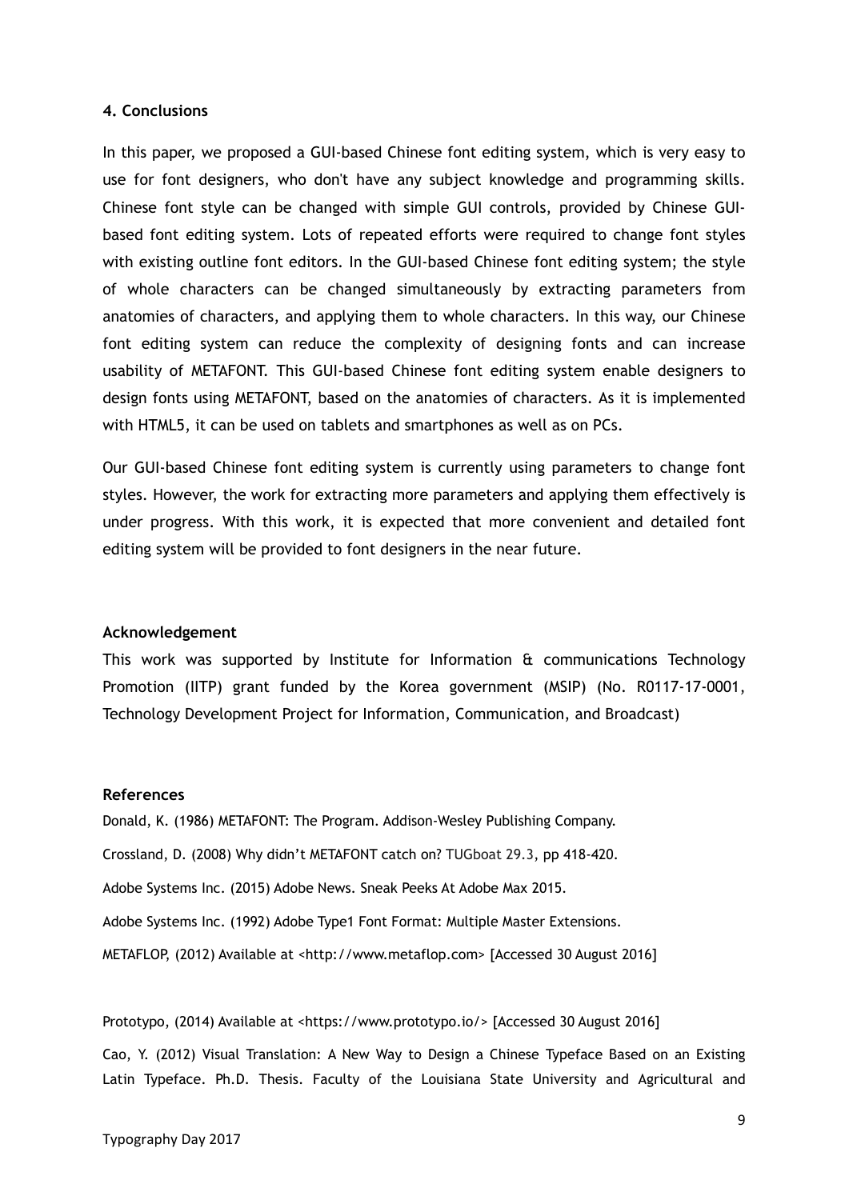## 4. Conclusions

In this paper, we proposed a GUI-based Chinese font editing system, which is very easy to use for font designers, who don't have any subject knowledge and programming skills. Chinese font style can be changed with simple GUI controls, provided by Chinese GUI-based font editing system. Lots of repeated efforts were required to change font styles with existing outline font editors. In the GUI-based Chinese font editing system; the style of whole characters can be changed simultaneously by extracting parameters from anatomies of characters, and applying them to whole characters. In this way, our Chinese font editing system can reduce the complexity of designing fonts and can increase usability of METAFONT. This GUI-based Chinese font editing system enable designers to design fonts using METAFONT, based on the anatomies of characters. As it is implemented with HTML5, it can be used on tablets and smartphones as well as on PCs.

Our GUI-based Chinese font editing system is currently using parameters to change font styles. However, the work for extracting more parameters and applying them effectively is under progress. With this work, it is expected that more convenient and detailed font editing system will be provided to font designers in the near future.

### Acknowledgement

This work was supported by Institute for Information & communications Technology Promotion (IITP) grant funded by the Korea government (MSIP) (No. R0117-17-0001, Technology Development Project for Information, Communication, and Broadcast)

### References

Donald, K. (1986) METAFONT: The Program. Addison-Wesley Publishing Company.

Crossland, D. (2008) Why didn't METAFONT catch on? TUGboat 29.3, pp 418-420.

Adobe Systems Inc. (2015) Adobe News. Sneak Peeks At Adobe Max 2015.

Adobe Systems Inc. (1992) Adobe Type1 Font Format: Multiple Master Extensions.

METAFLOP, (2012) Available at <http://www.metaflop.com> [Accessed 30 August 2016]

Prototypo, (2014) Available at <https://www.prototypo.io/> [Accessed 30 August 2016]

Cao, Y. (2012) Visual Translation: A New Way to Design a Chinese Typeface Based on an Existing Latin Typeface. Ph.D. Thesis. Faculty of the Louisiana State University and Agricultural and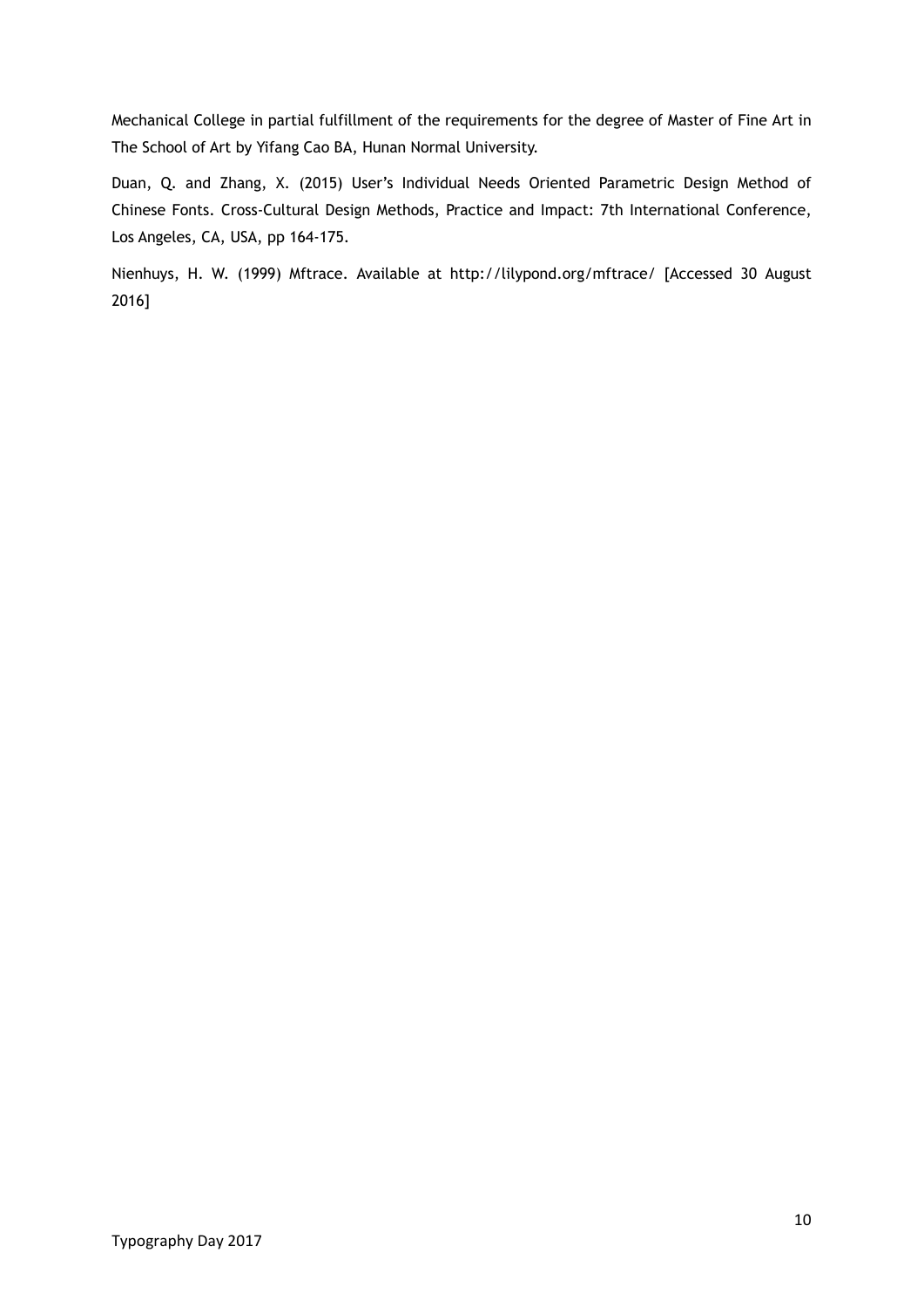Mechanical College in partial fulfillment of the requirements for the degree of Master of Fine Art in The School of Art by Yifang Cao BA, Hunan Normal University.

Duan, Q. and Zhang, X. (2015) User's Individual Needs Oriented Parametric Design Method of Chinese Fonts. Cross-Cultural Design Methods, Practice and Impact: 7th International Conference, Los Angeles, CA, USA, pp 164-175.

Nienhuys, H. W. (1999) Mftrace. Available at http://lilypond.org/mftrace/ [Accessed 30 August 2016]